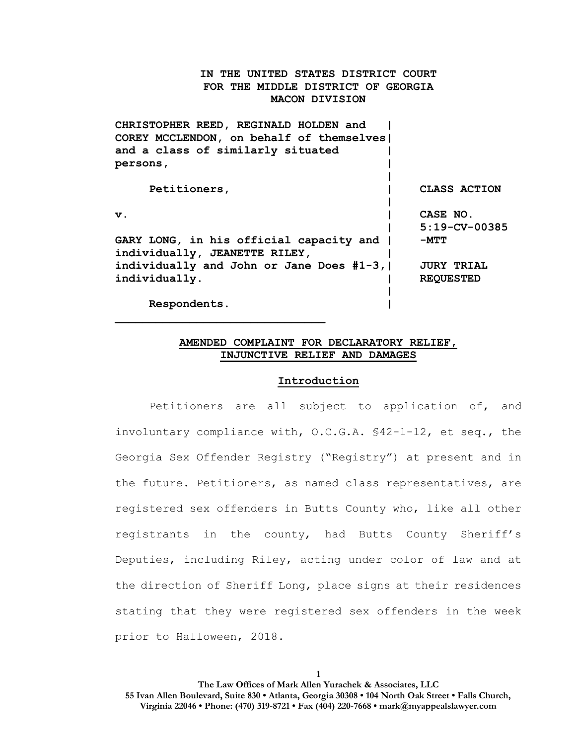**IN THE UNITED STATES DISTRICT COURT**
**FOR THE MIDDLE DISTRICT OF GEORGIA**
**MACON DIVISION**

| | |
|---|---|
| **CHRISTOPHER REED, REGINALD HOLDEN and COREY MCCLENDON, on behalf of themselves and a class of similarly situated persons,** | |
| **Petitioners,** | **CLASS ACTION** |
| **v.** | **CASE NO. 5:19-CV-00385 -MTT** |
| **GARY LONG, in his official capacity and individually, JEANETTE RILEY, individually and John or Jane Does #1-3, individually.** | **JURY TRIAL REQUESTED** |
| **Respondents.** | |

## AMENDED COMPLAINT FOR DECLARATORY RELIEF, INJUNCTIVE RELIEF AND DAMAGES

### Introduction

Petitioners are all subject to application of, and involuntary compliance with, O.C.G.A. §42-1-12, et seq., the Georgia Sex Offender Registry ("Registry") at present and in the future. Petitioners, as named class representatives, are registered sex offenders in Butts County who, like all other registrants in the county, had Butts County Sheriff's Deputies, including Riley, acting under color of law and at the direction of Sheriff Long, place signs at their residences stating that they were registered sex offenders in the week prior to Halloween, 2018.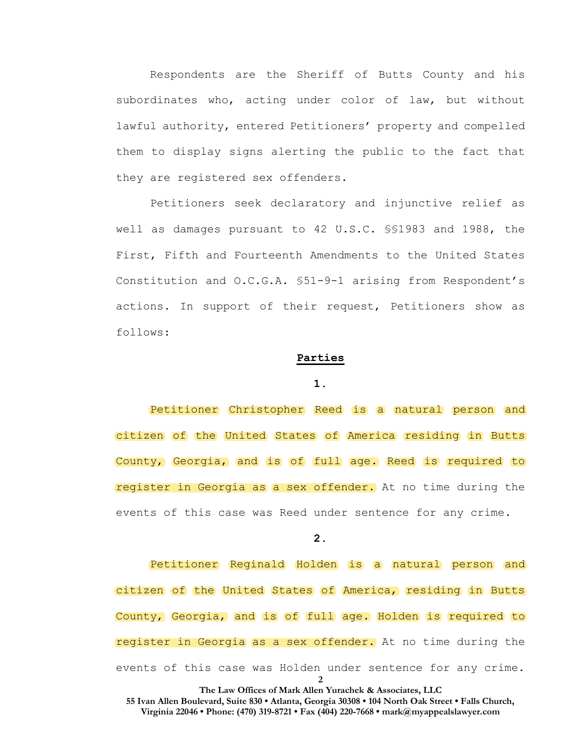Respondents are the Sheriff of Butts County and his subordinates who, acting under color of law, but without lawful authority, entered Petitioners' property and compelled them to display signs alerting the public to the fact that they are registered sex offenders.

Petitioners seek declaratory and injunctive relief as well as damages pursuant to 42 U.S.C. §§1983 and 1988, the First, Fifth and Fourteenth Amendments to the United States Constitution and O.C.G.A. §51-9-1 arising from Respondent's actions. In support of their request, Petitioners show as follows:

**Parties**

**1.**

Petitioner Christopher Reed is a natural person and citizen of the United States of America residing in Butts County, Georgia, and is of full age. Reed is required to register in Georgia as a sex offender. At no time during the events of this case was Reed under sentence for any crime.

**2.**

Petitioner Reginald Holden is a natural person and citizen of the United States of America, residing in Butts County, Georgia, and is of full age. Holden is required to register in Georgia as a sex offender. At no time during the events of this case was Holden under sentence for any crime.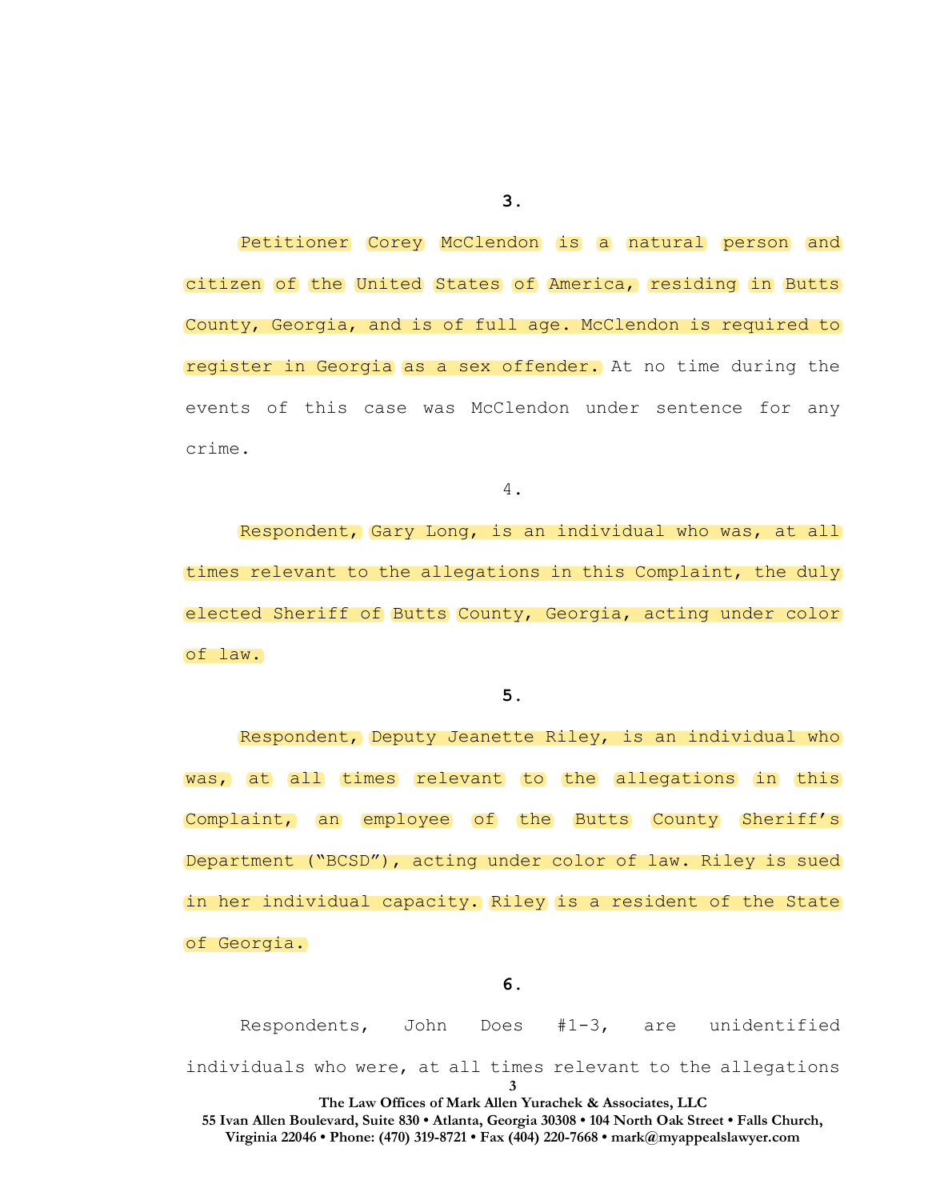3.

Petitioner Corey McClendon is a natural person and citizen of the United States of America, residing in Butts County, Georgia, and is of full age. McClendon is required to register in Georgia as a sex offender. At no time during the events of this case was McClendon under sentence for any crime.

4.

Respondent, Gary Long, is an individual who was, at all times relevant to the allegations in this Complaint, the duly elected Sheriff of Butts County, Georgia, acting under color of law.

5.

Respondent, Deputy Jeanette Riley, is an individual who was, at all times relevant to the allegations in this Complaint, an employee of the Butts County Sheriff's Department ("BCSD"), acting under color of law. Riley is sued in her individual capacity. Riley is a resident of the State of Georgia.

6.

Respondents, John Does #1-3, are unidentified individuals who were, at all times relevant to the allegations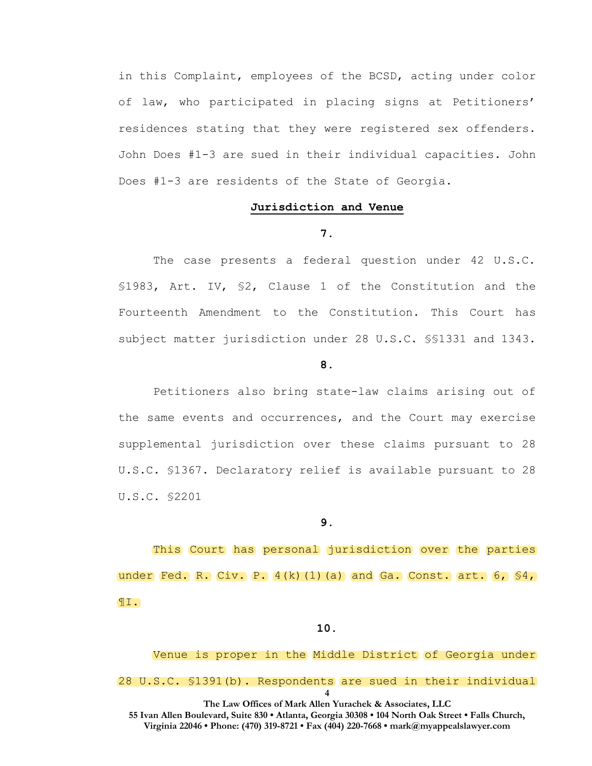in this Complaint, employees of the BCSD, acting under color of law, who participated in placing signs at Petitioners' residences stating that they were registered sex offenders. John Does #1-3 are sued in their individual capacities. John Does #1-3 are residents of the State of Georgia.

**Jurisdiction and Venue**

**7.**

The case presents a federal question under 42 U.S.C. §1983, Art. IV, §2, Clause 1 of the Constitution and the Fourteenth Amendment to the Constitution. This Court has subject matter jurisdiction under 28 U.S.C. §§1331 and 1343.

**8.**

Petitioners also bring state-law claims arising out of the same events and occurrences, and the Court may exercise supplemental jurisdiction over these claims pursuant to 28 U.S.C. §1367. Declaratory relief is available pursuant to 28 U.S.C. §2201

**9.**

This Court has personal jurisdiction over the parties under Fed. R. Civ. P. 4(k)(1)(a) and Ga. Const. art. 6, §4, ¶I.

**10.**

Venue is proper in the Middle District of Georgia under 28 U.S.C. §1391(b). Respondents are sued in their individual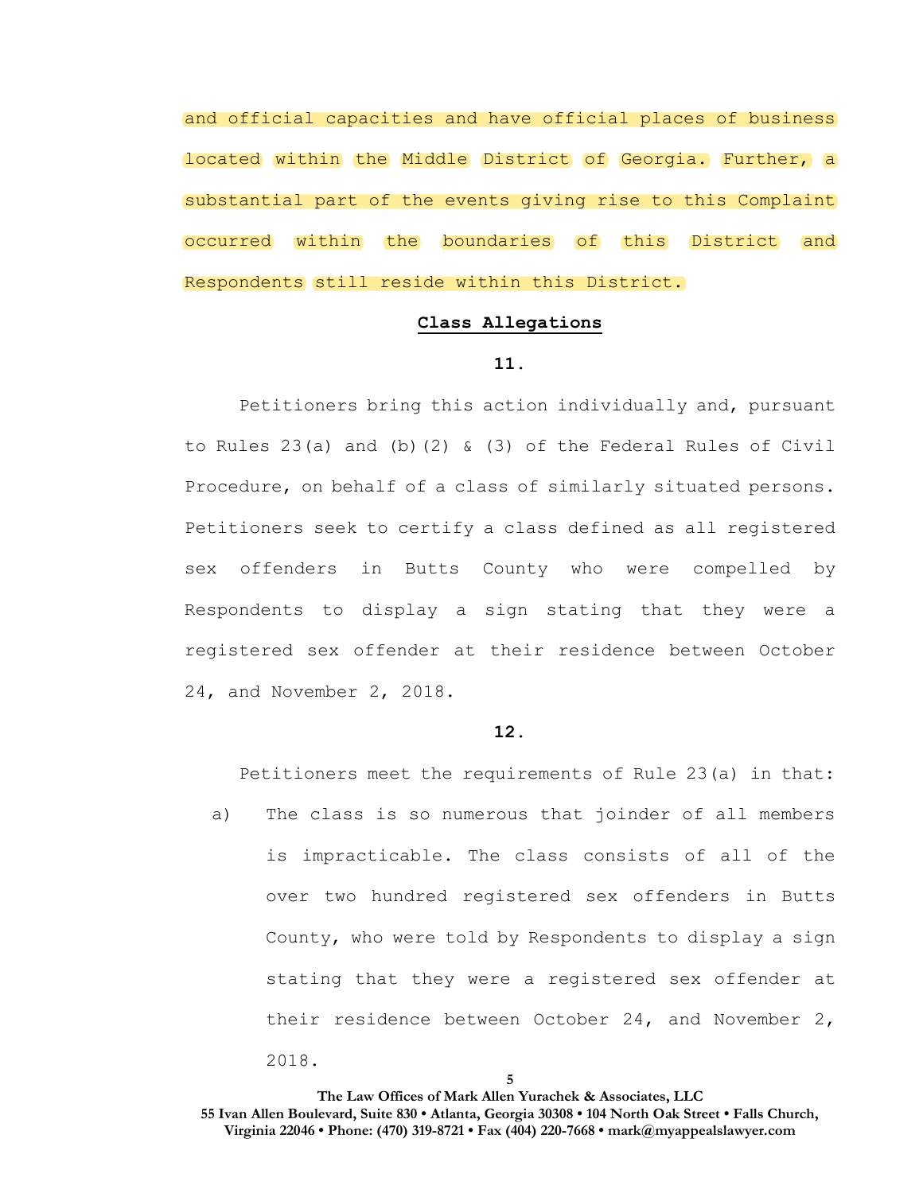and official capacities and have official places of business located within the Middle District of Georgia. Further, a substantial part of the events giving rise to this Complaint occurred within the boundaries of this District and Respondents still reside within this District.

**Class Allegations**

**11.**

Petitioners bring this action individually and, pursuant to Rules 23(a) and (b)(2) & (3) of the Federal Rules of Civil Procedure, on behalf of a class of similarly situated persons. Petitioners seek to certify a class defined as all registered sex offenders in Butts County who were compelled by Respondents to display a sign stating that they were a registered sex offender at their residence between October 24, and November 2, 2018.

**12.**

Petitioners meet the requirements of Rule 23(a) in that:

a) The class is so numerous that joinder of all members is impracticable. The class consists of all of the over two hundred registered sex offenders in Butts County, who were told by Respondents to display a sign stating that they were a registered sex offender at their residence between October 24, and November 2, 2018.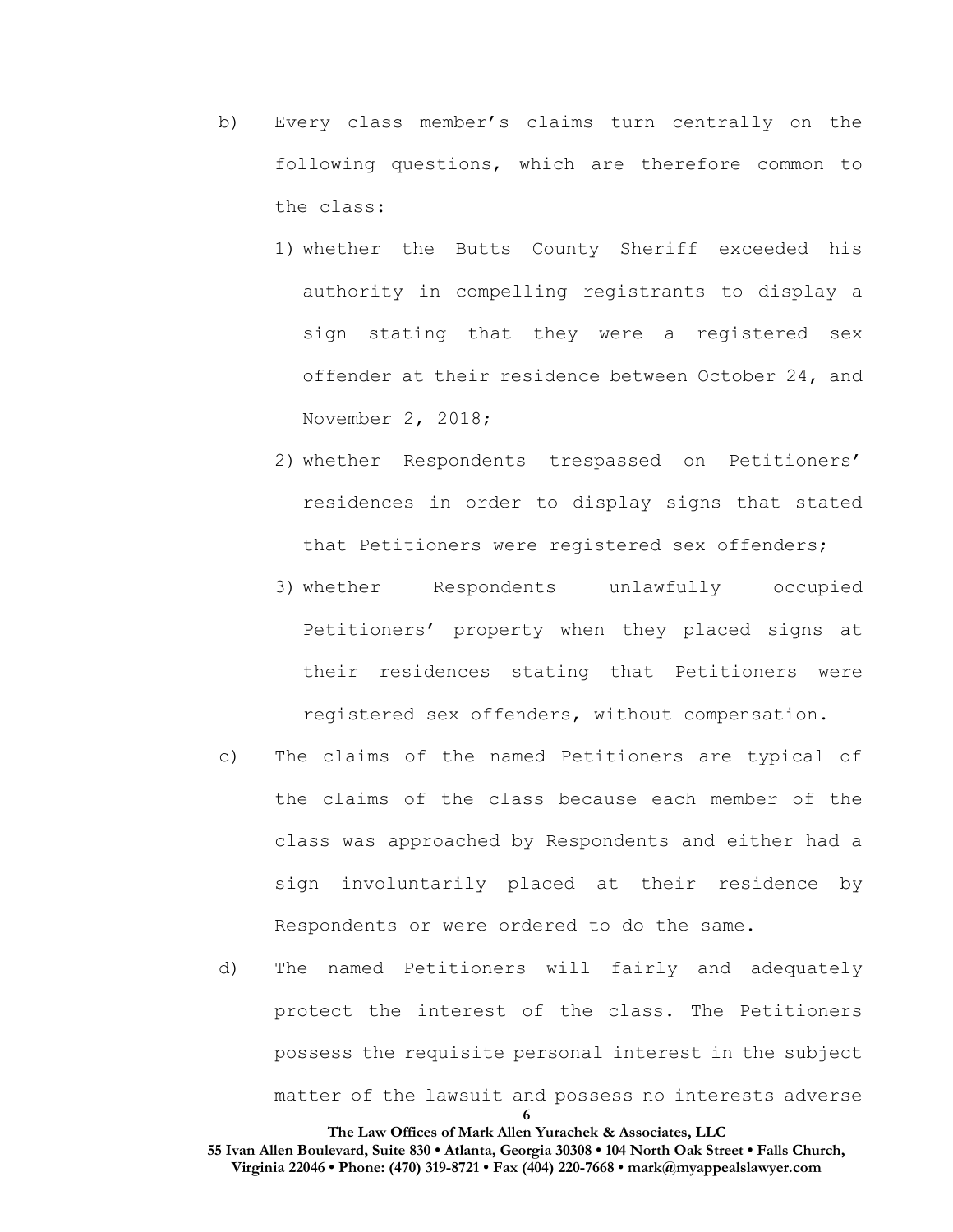b) Every class member's claims turn centrally on the following questions, which are therefore common to the class:

   1) whether the Butts County Sheriff exceeded his authority in compelling registrants to display a sign stating that they were a registered sex offender at their residence between October 24, and November 2, 2018;

   2) whether Respondents trespassed on Petitioners' residences in order to display signs that stated that Petitioners were registered sex offenders;

   3) whether Respondents unlawfully occupied Petitioners' property when they placed signs at their residences stating that Petitioners were registered sex offenders, without compensation.

c) The claims of the named Petitioners are typical of the claims of the class because each member of the class was approached by Respondents and either had a sign involuntarily placed at their residence by Respondents or were ordered to do the same.

d) The named Petitioners will fairly and adequately protect the interest of the class. The Petitioners possess the requisite personal interest in the subject matter of the lawsuit and possess no interests adverse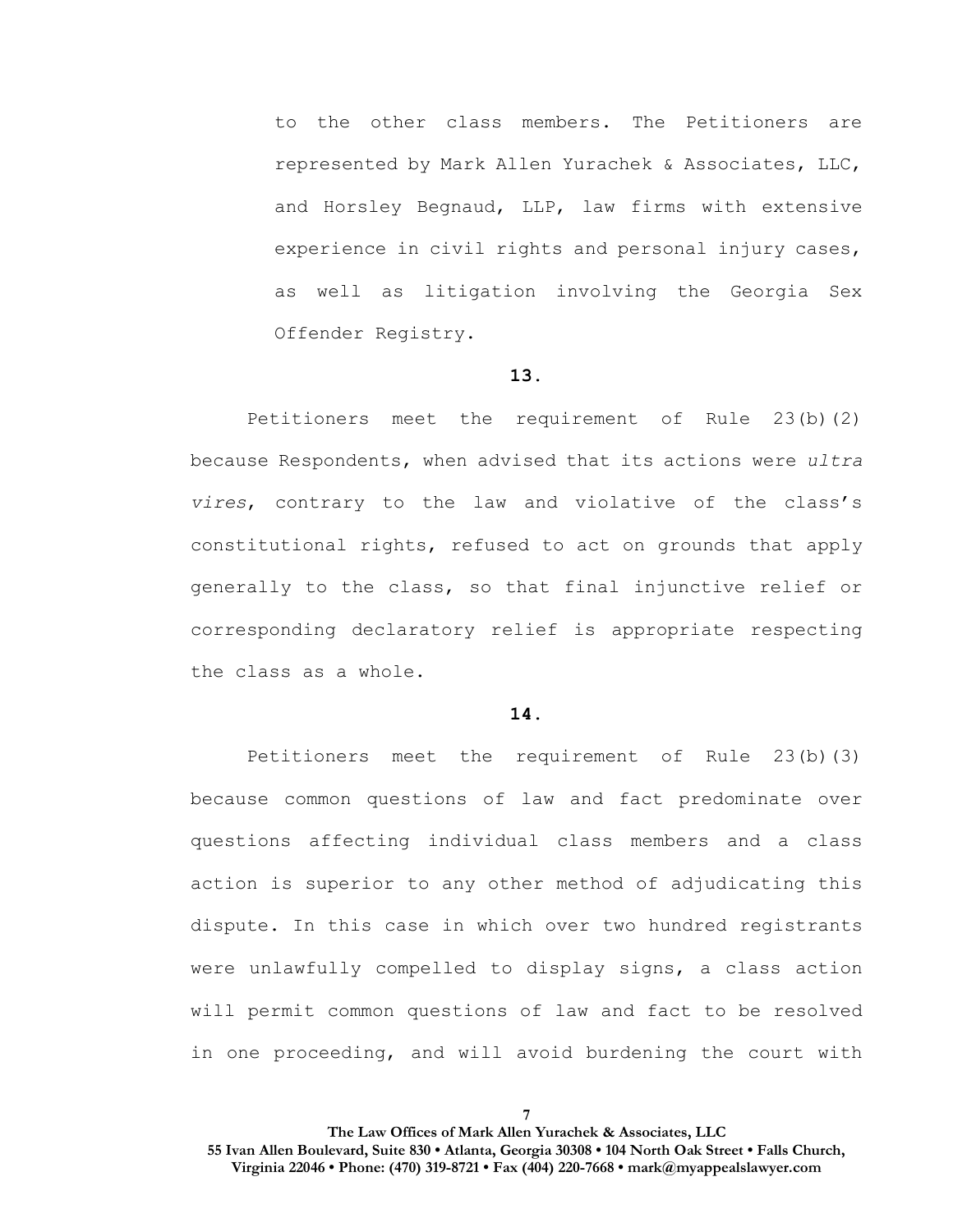to the other class members. The Petitioners are represented by Mark Allen Yurachek & Associates, LLC, and Horsley Begnaud, LLP, law firms with extensive experience in civil rights and personal injury cases, as well as litigation involving the Georgia Sex Offender Registry.

**13.**

Petitioners meet the requirement of Rule 23(b)(2) because Respondents, when advised that its actions were *ultra vires*, contrary to the law and violative of the class's constitutional rights, refused to act on grounds that apply generally to the class, so that final injunctive relief or corresponding declaratory relief is appropriate respecting the class as a whole.

**14.**

Petitioners meet the requirement of Rule 23(b)(3) because common questions of law and fact predominate over questions affecting individual class members and a class action is superior to any other method of adjudicating this dispute. In this case in which over two hundred registrants were unlawfully compelled to display signs, a class action will permit common questions of law and fact to be resolved in one proceeding, and will avoid burdening the court with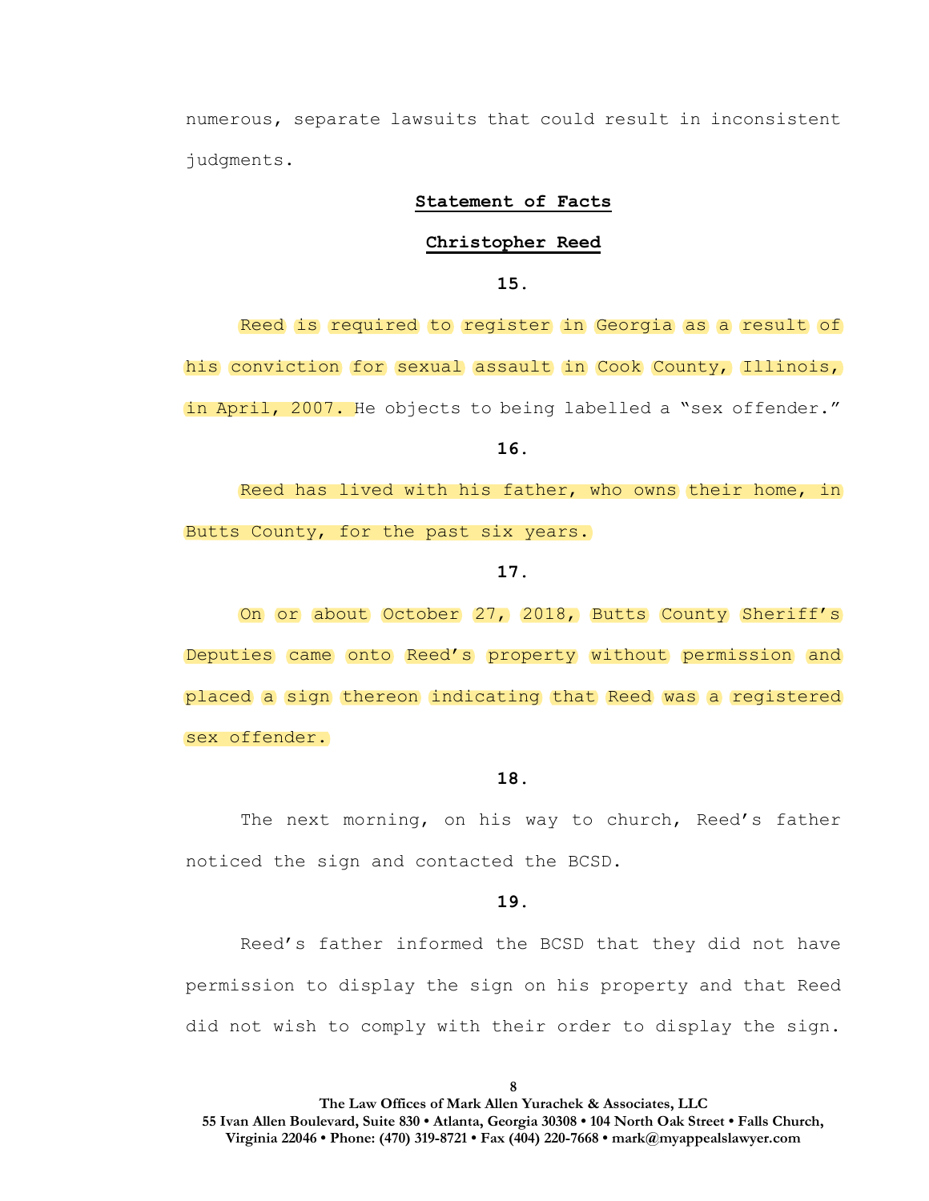numerous, separate lawsuits that could result in inconsistent judgments.

## **Statement of Facts**

### **Christopher Reed**

**15.**

Reed is required to register in Georgia as a result of his conviction for sexual assault in Cook County, Illinois, in April, 2007. He objects to being labelled a "sex offender."

**16.**

Reed has lived with his father, who owns their home, in Butts County, for the past six years.

**17.**

On or about October 27, 2018, Butts County Sheriff's Deputies came onto Reed's property without permission and placed a sign thereon indicating that Reed was a registered sex offender.

**18.**

The next morning, on his way to church, Reed's father noticed the sign and contacted the BCSD.

**19.**

Reed's father informed the BCSD that they did not have permission to display the sign on his property and that Reed did not wish to comply with their order to display the sign.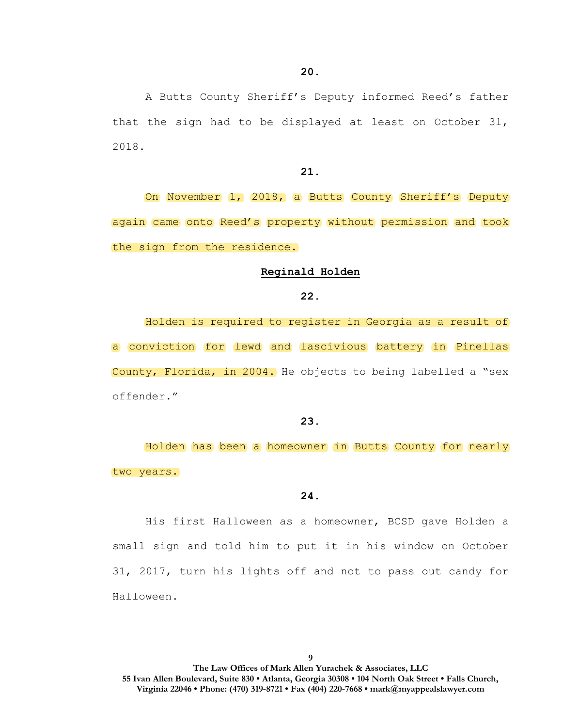**20.**

A Butts County Sheriff's Deputy informed Reed's father that the sign had to be displayed at least on October 31, 2018.

**21.**

On November 1, 2018, a Butts County Sheriff's Deputy again came onto Reed's property without permission and took the sign from the residence.

**Reginald Holden**

**22.**

Holden is required to register in Georgia as a result of a conviction for lewd and lascivious battery in Pinellas County, Florida, in 2004. He objects to being labelled a "sex offender."

**23.**

Holden has been a homeowner in Butts County for nearly two years.

**24.**

His first Halloween as a homeowner, BCSD gave Holden a small sign and told him to put it in his window on October 31, 2017, turn his lights off and not to pass out candy for Halloween.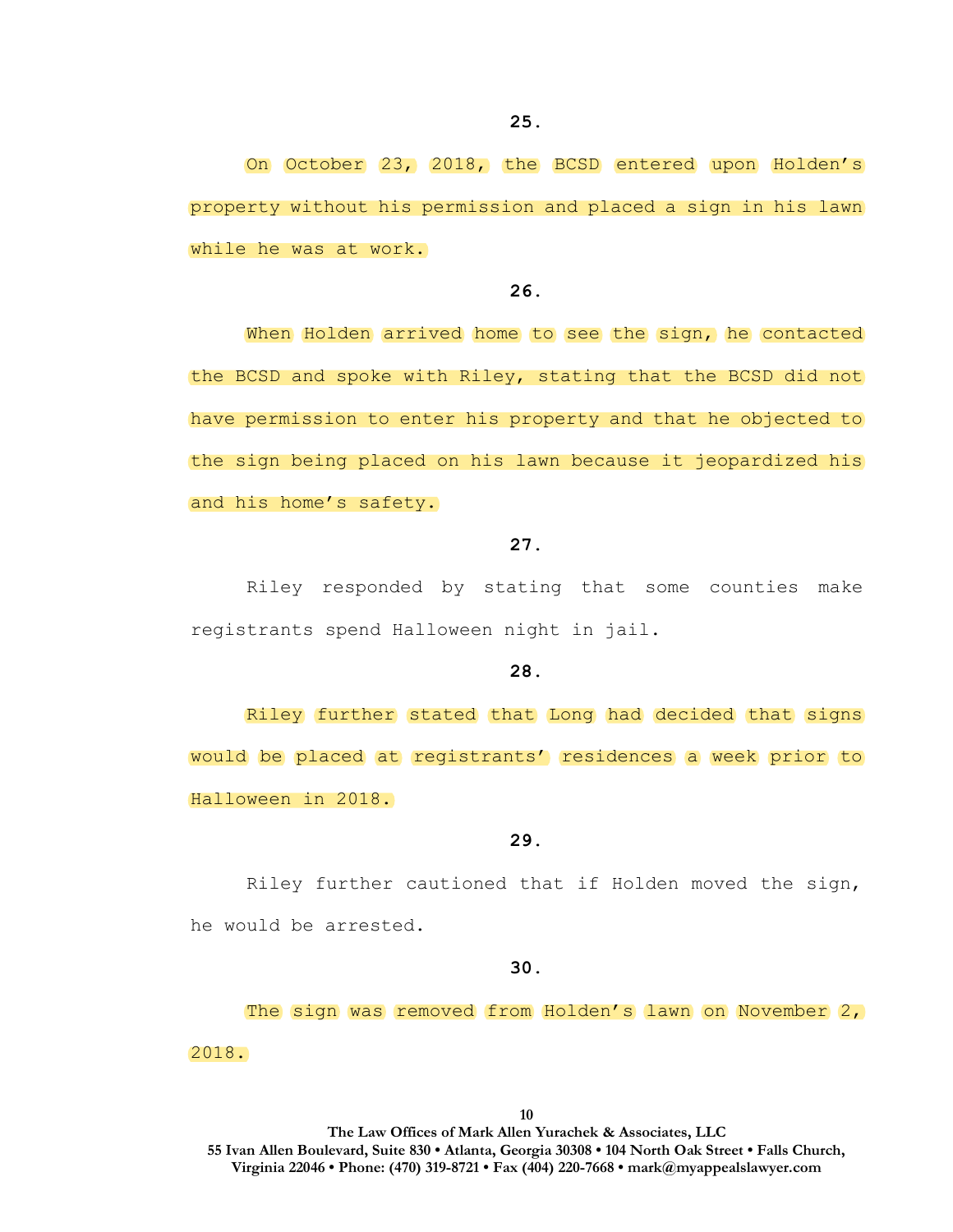**25.**

On October 23, 2018, the BCSD entered upon Holden's property without his permission and placed a sign in his lawn while he was at work.

**26.**

When Holden arrived home to see the sign, he contacted the BCSD and spoke with Riley, stating that the BCSD did not have permission to enter his property and that he objected to the sign being placed on his lawn because it jeopardized his and his home's safety.

**27.**

Riley responded by stating that some counties make registrants spend Halloween night in jail.

**28.**

Riley further stated that Long had decided that signs would be placed at registrants' residences a week prior to Halloween in 2018.

**29.**

Riley further cautioned that if Holden moved the sign, he would be arrested.

**30.**

The sign was removed from Holden's lawn on November 2, 2018.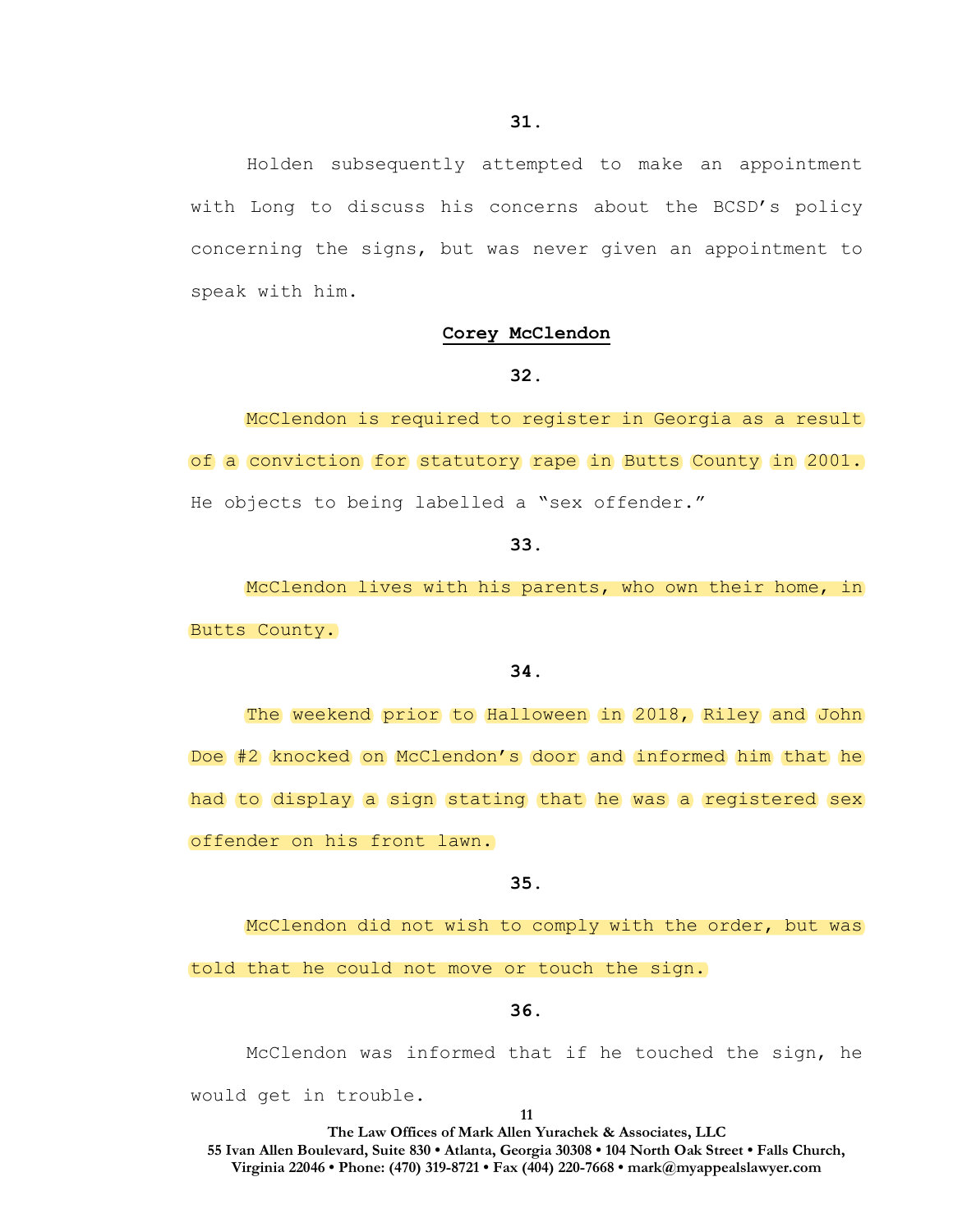**31.**

Holden subsequently attempted to make an appointment with Long to discuss his concerns about the BCSD's policy concerning the signs, but was never given an appointment to speak with him.

**Corey McClendon**

**32.**

McClendon is required to register in Georgia as a result of a conviction for statutory rape in Butts County in 2001. He objects to being labelled a "sex offender."

**33.**

McClendon lives with his parents, who own their home, in Butts County.

**34.**

The weekend prior to Halloween in 2018, Riley and John Doe #2 knocked on McClendon's door and informed him that he had to display a sign stating that he was a registered sex offender on his front lawn.

**35.**

McClendon did not wish to comply with the order, but was told that he could not move or touch the sign.

**36.**

McClendon was informed that if he touched the sign, he would get in trouble.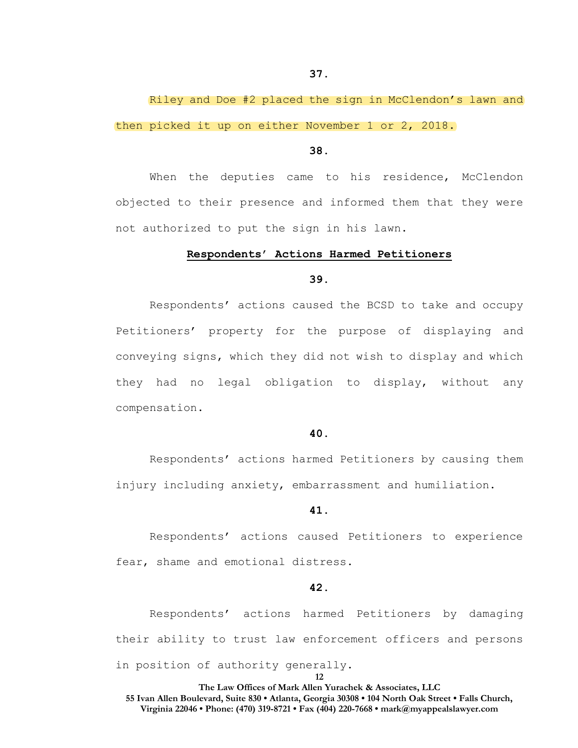**37.**

Riley and Doe #2 placed the sign in McClendon's lawn and then picked it up on either November 1 or 2, 2018.

**38.**

When the deputies came to his residence, McClendon objected to their presence and informed them that they were not authorized to put the sign in his lawn.

**Respondents' Actions Harmed Petitioners**

**39.**

Respondents' actions caused the BCSD to take and occupy Petitioners' property for the purpose of displaying and conveying signs, which they did not wish to display and which they had no legal obligation to display, without any compensation.

**40.**

Respondents' actions harmed Petitioners by causing them injury including anxiety, embarrassment and humiliation.

**41.**

Respondents' actions caused Petitioners to experience fear, shame and emotional distress.

**42.**

Respondents' actions harmed Petitioners by damaging their ability to trust law enforcement officers and persons in position of authority generally.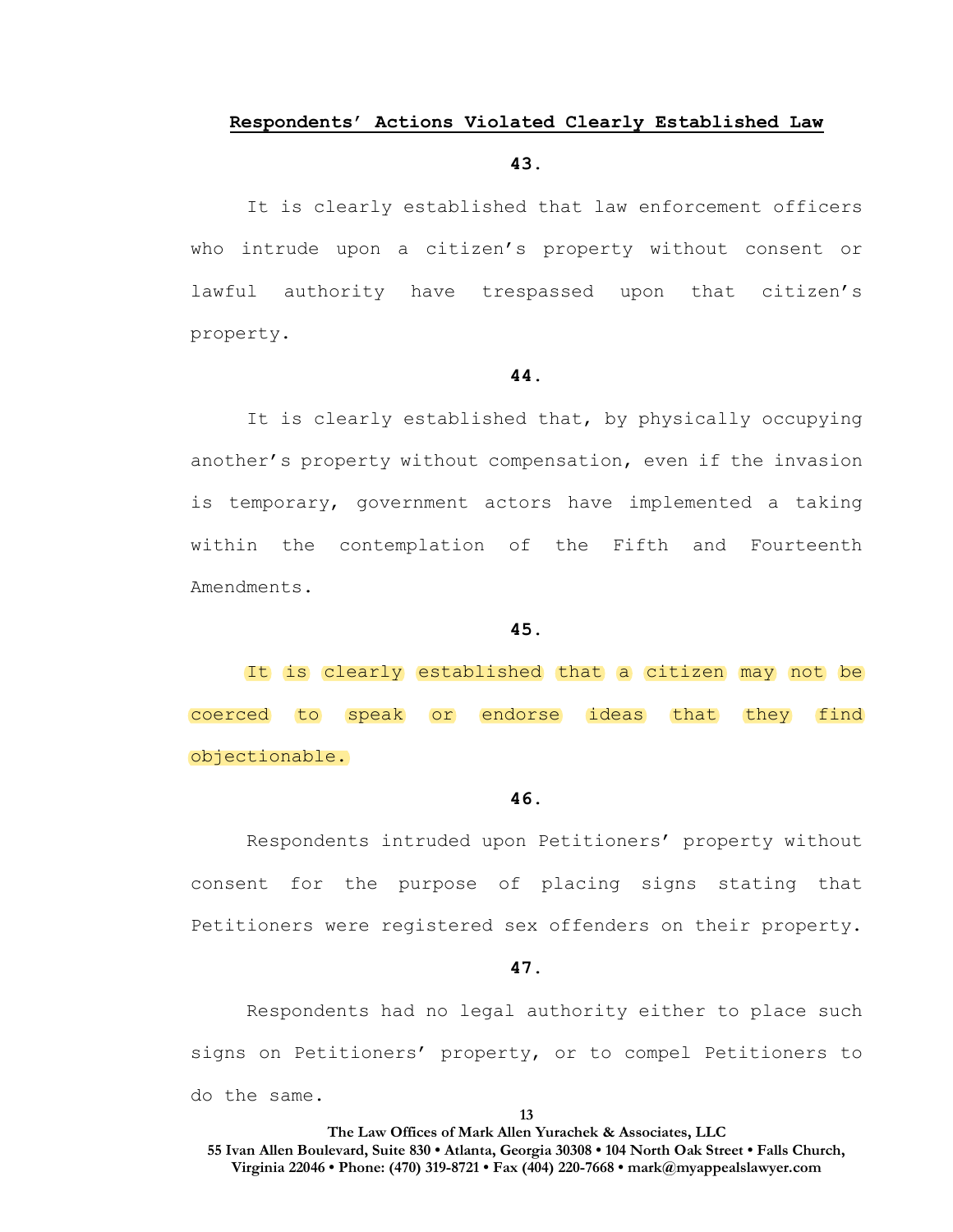**Respondents' Actions Violated Clearly Established Law**

**43.**

It is clearly established that law enforcement officers who intrude upon a citizen's property without consent or lawful authority have trespassed upon that citizen's property.

**44.**

It is clearly established that, by physically occupying another's property without compensation, even if the invasion is temporary, government actors have implemented a taking within the contemplation of the Fifth and Fourteenth Amendments.

**45.**

It is clearly established that a citizen may not be coerced to speak or endorse ideas that they find objectionable.

**46.**

Respondents intruded upon Petitioners' property without consent for the purpose of placing signs stating that Petitioners were registered sex offenders on their property.

**47.**

Respondents had no legal authority either to place such signs on Petitioners' property, or to compel Petitioners to do the same.

The Law Offices of Mark Allen Yurachek & Associates, LLC
55 Ivan Allen Boulevard, Suite 830 • Atlanta, Georgia 30308 • 104 North Oak Street • Falls Church, Virginia 22046 • Phone: (470) 319-8721 • Fax (404) 220-7668 • mark@myappealslawyer.com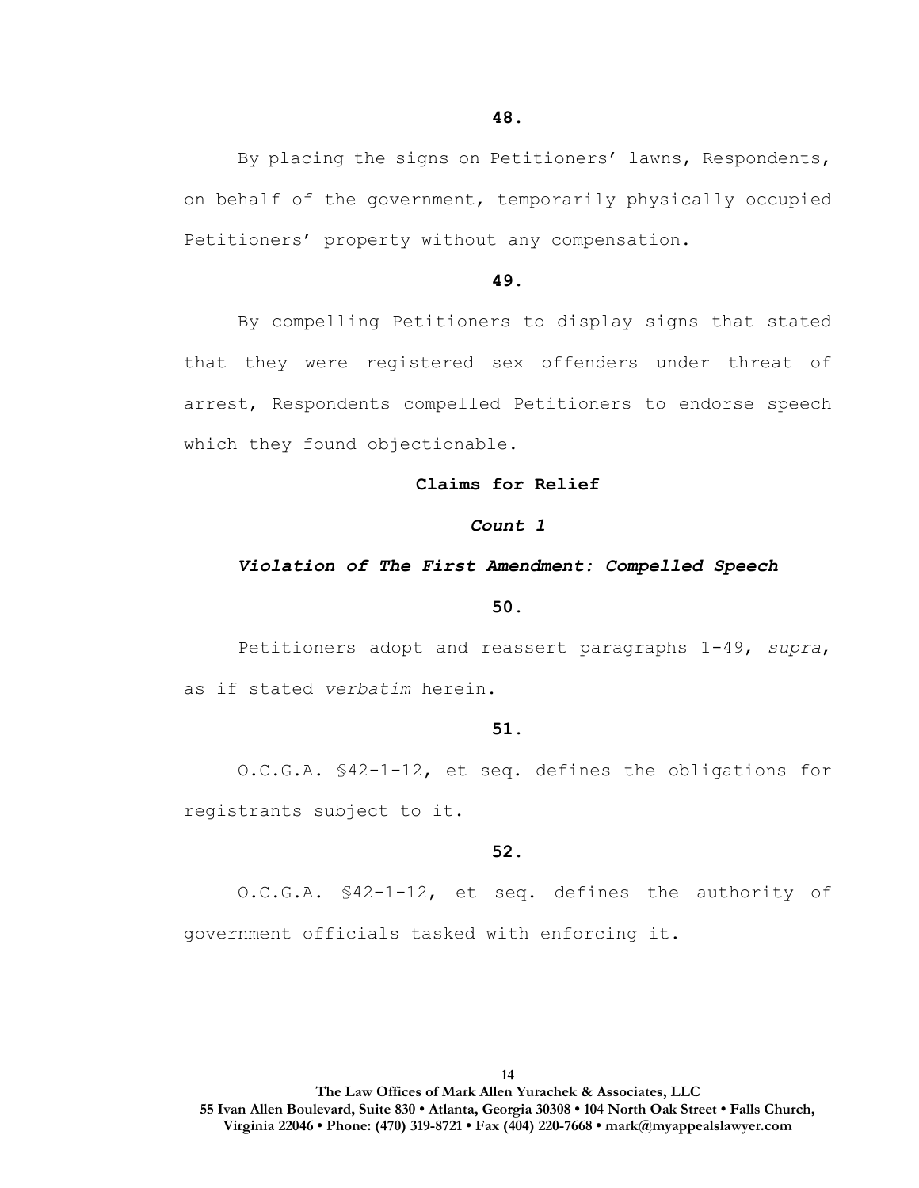**48.**

By placing the signs on Petitioners' lawns, Respondents, on behalf of the government, temporarily physically occupied Petitioners' property without any compensation.

**49.**

By compelling Petitioners to display signs that stated that they were registered sex offenders under threat of arrest, Respondents compelled Petitioners to endorse speech which they found objectionable.

**Claims for Relief**

***Count 1***

***Violation of The First Amendment: Compelled Speech***

**50.**

Petitioners adopt and reassert paragraphs 1-49, *supra*, as if stated *verbatim* herein.

**51.**

O.C.G.A. §42-1-12, et seq. defines the obligations for registrants subject to it.

**52.**

O.C.G.A. §42-1-12, et seq. defines the authority of government officials tasked with enforcing it.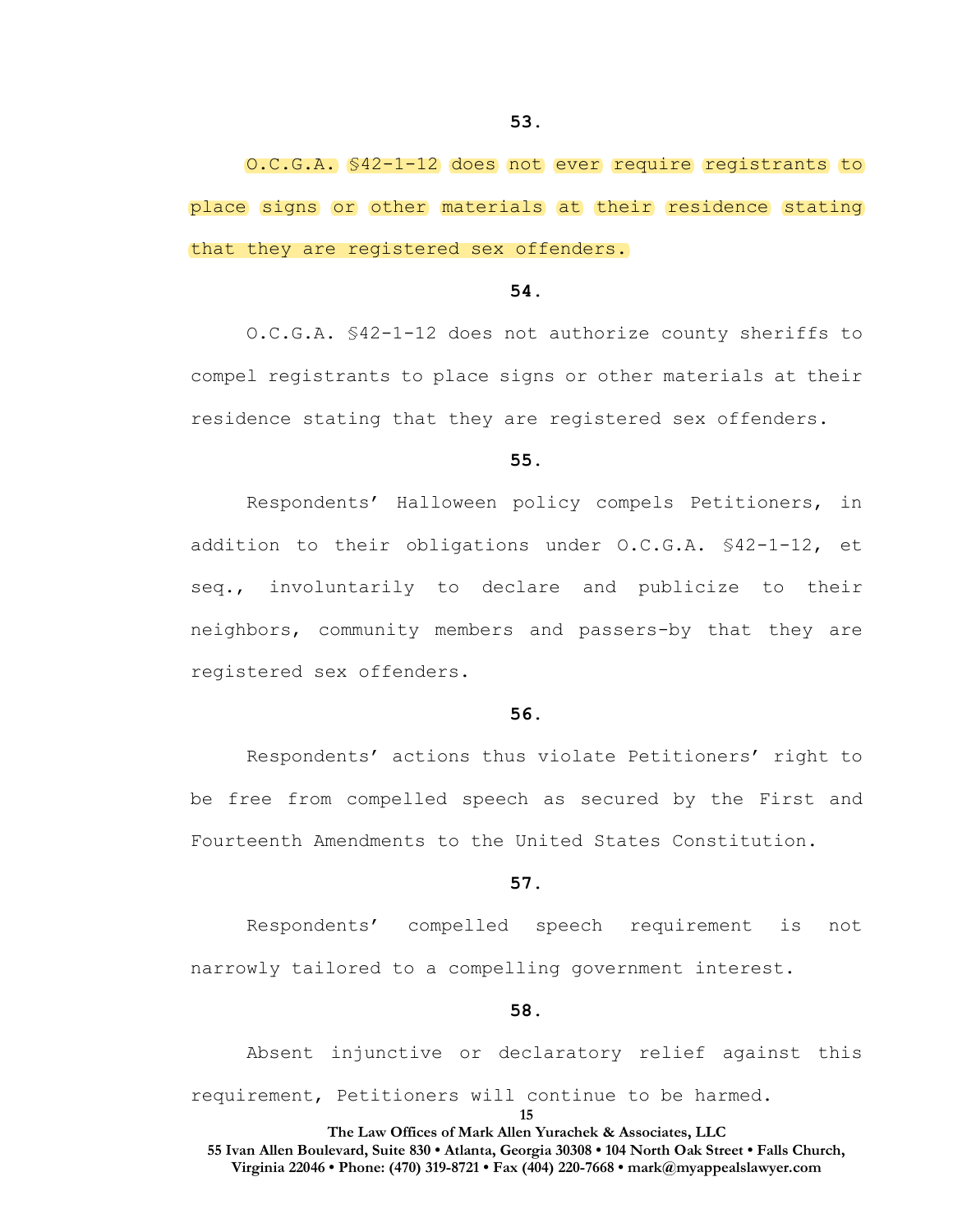**53.**

O.C.G.A. §42-1-12 does not ever require registrants to place signs or other materials at their residence stating that they are registered sex offenders.

**54.**

O.C.G.A. §42-1-12 does not authorize county sheriffs to compel registrants to place signs or other materials at their residence stating that they are registered sex offenders.

**55.**

Respondents' Halloween policy compels Petitioners, in addition to their obligations under O.C.G.A. §42-1-12, et seq., involuntarily to declare and publicize to their neighbors, community members and passers-by that they are registered sex offenders.

**56.**

Respondents' actions thus violate Petitioners' right to be free from compelled speech as secured by the First and Fourteenth Amendments to the United States Constitution.

**57.**

Respondents' compelled speech requirement is not narrowly tailored to a compelling government interest.

**58.**

Absent injunctive or declaratory relief against this requirement, Petitioners will continue to be harmed.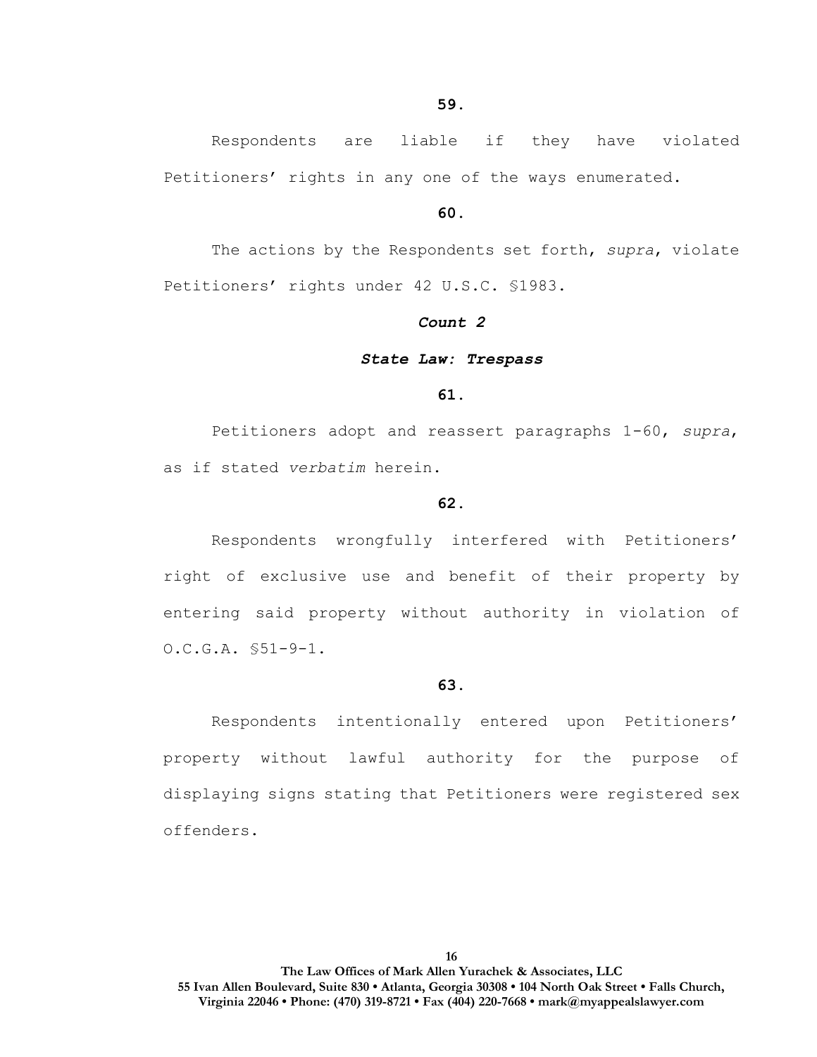**59.**

Respondents are liable if they have violated Petitioners' rights in any one of the ways enumerated.

**60.**

The actions by the Respondents set forth, *supra*, violate Petitioners' rights under 42 U.S.C. §1983.

***Count 2***

***State Law: Trespass***

**61.**

Petitioners adopt and reassert paragraphs 1-60, *supra*, as if stated *verbatim* herein.

**62.**

Respondents wrongfully interfered with Petitioners' right of exclusive use and benefit of their property by entering said property without authority in violation of O.C.G.A. §51-9-1.

**63.**

Respondents intentionally entered upon Petitioners' property without lawful authority for the purpose of displaying signs stating that Petitioners were registered sex offenders.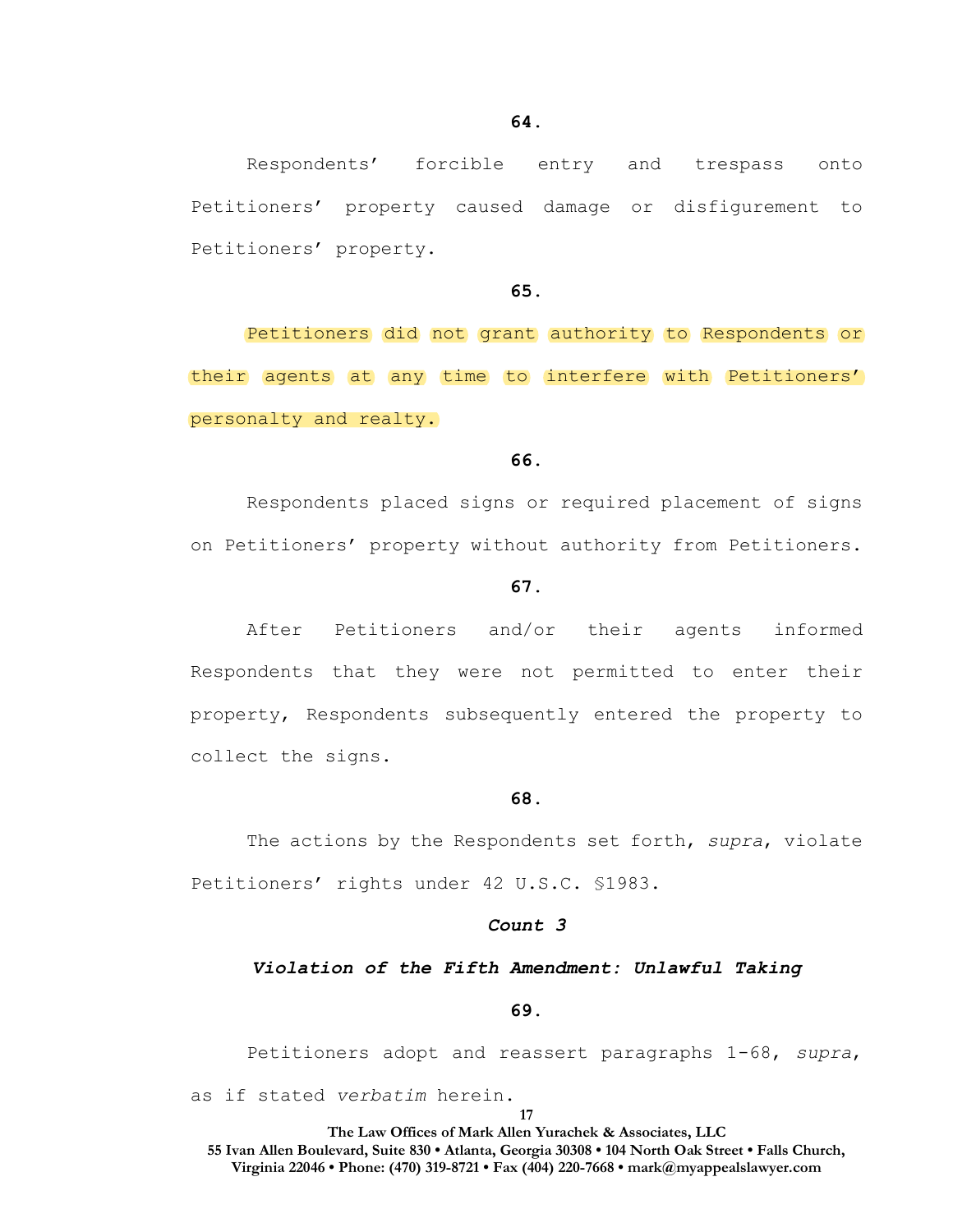**64.**

Respondents' forcible entry and trespass onto Petitioners' property caused damage or disfigurement to Petitioners' property.

**65.**

Petitioners did not grant authority to Respondents or their agents at any time to interfere with Petitioners' personalty and realty.

**66.**

Respondents placed signs or required placement of signs on Petitioners' property without authority from Petitioners.

**67.**

After Petitioners and/or their agents informed Respondents that they were not permitted to enter their property, Respondents subsequently entered the property to collect the signs.

**68.**

The actions by the Respondents set forth, *supra*, violate Petitioners' rights under 42 U.S.C. §1983.

***Count 3***

***Violation of the Fifth Amendment: Unlawful Taking***

**69.**

Petitioners adopt and reassert paragraphs 1-68, *supra*, as if stated *verbatim* herein.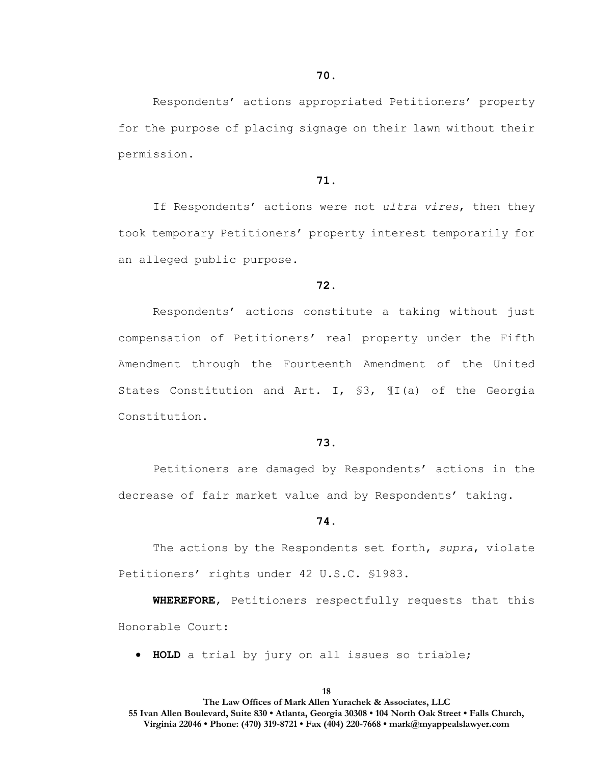**70.**

Respondents' actions appropriated Petitioners' property for the purpose of placing signage on their lawn without their permission.

**71.**

If Respondents' actions were not *ultra vires*, then they took temporary Petitioners' property interest temporarily for an alleged public purpose.

**72.**

Respondents' actions constitute a taking without just compensation of Petitioners' real property under the Fifth Amendment through the Fourteenth Amendment of the United States Constitution and Art. I, §3, ¶I(a) of the Georgia Constitution.

**73.**

Petitioners are damaged by Respondents' actions in the decrease of fair market value and by Respondents' taking.

**74.**

The actions by the Respondents set forth, *supra*, violate Petitioners' rights under 42 U.S.C. §1983.

**WHEREFORE**, Petitioners respectfully requests that this Honorable Court:

- **HOLD** a trial by jury on all issues so triable;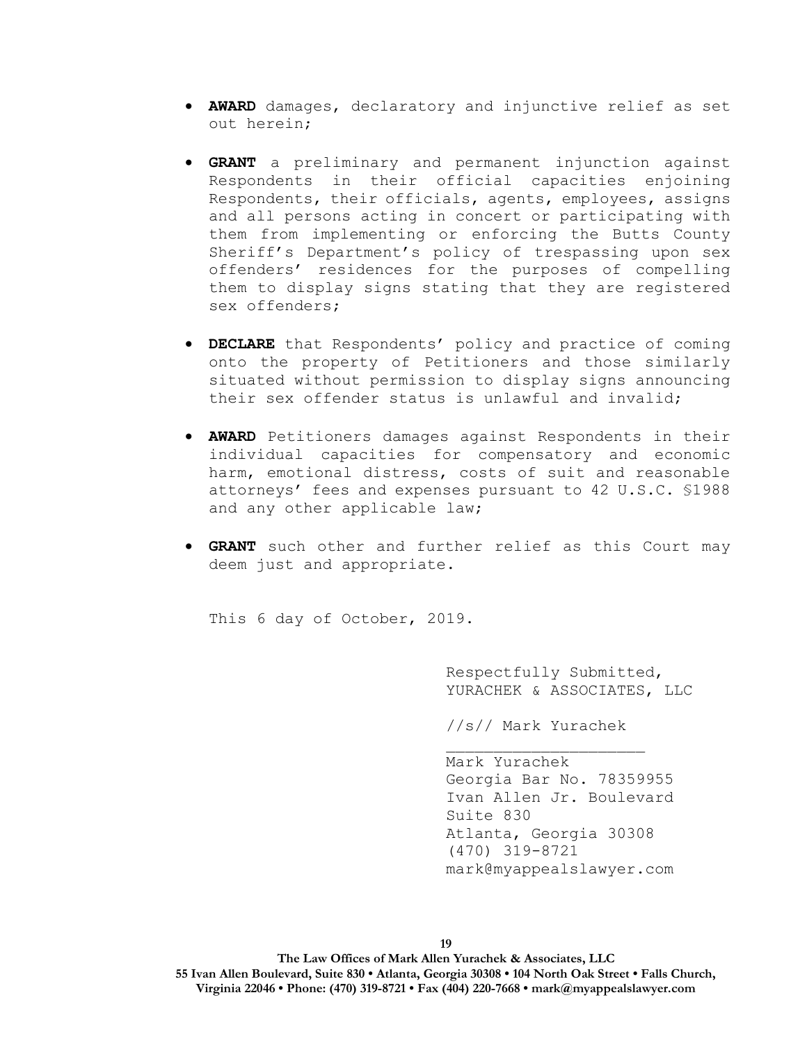- **AWARD** damages, declaratory and injunctive relief as set out herein;
- **GRANT** a preliminary and permanent injunction against Respondents in their official capacities enjoining Respondents, their officials, agents, employees, assigns and all persons acting in concert or participating with them from implementing or enforcing the Butts County Sheriff's Department's policy of trespassing upon sex offenders' residences for the purposes of compelling them to display signs stating that they are registered sex offenders;
- **DECLARE** that Respondents' policy and practice of coming onto the property of Petitioners and those similarly situated without permission to display signs announcing their sex offender status is unlawful and invalid;
- **AWARD** Petitioners damages against Respondents in their individual capacities for compensatory and economic harm, emotional distress, costs of suit and reasonable attorneys' fees and expenses pursuant to 42 U.S.C. §1988 and any other applicable law;
- **GRANT** such other and further relief as this Court may deem just and appropriate.

This 6 day of October, 2019.

Respectfully Submitted,
YURACHEK & ASSOCIATES, LLC

//s// Mark Yurachek
_____________________
Mark Yurachek
Georgia Bar No. 78359955
Ivan Allen Jr. Boulevard
Suite 830
Atlanta, Georgia 30308
(470) 319-8721
mark@myappealslawyer.com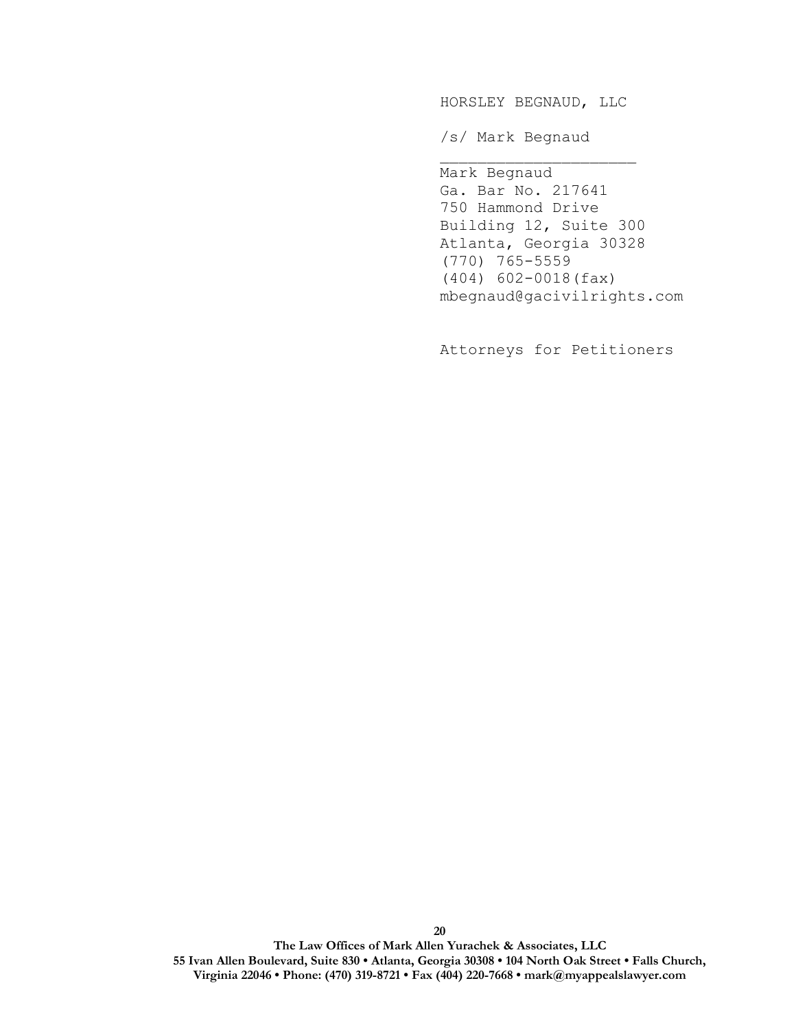HORSLEY BEGNAUD, LLC

/s/ Mark Begnaud

\_\_\_\_\_\_\_\_\_\_\_\_\_\_\_\_\_\_\_\_\_\_

Mark Begnaud
Ga. Bar No. 217641
750 Hammond Drive
Building 12, Suite 300
Atlanta, Georgia 30328
(770) 765-5559
(404) 602-0018(fax)
mbegnaud@gacivilrights.com

Attorneys for Petitioners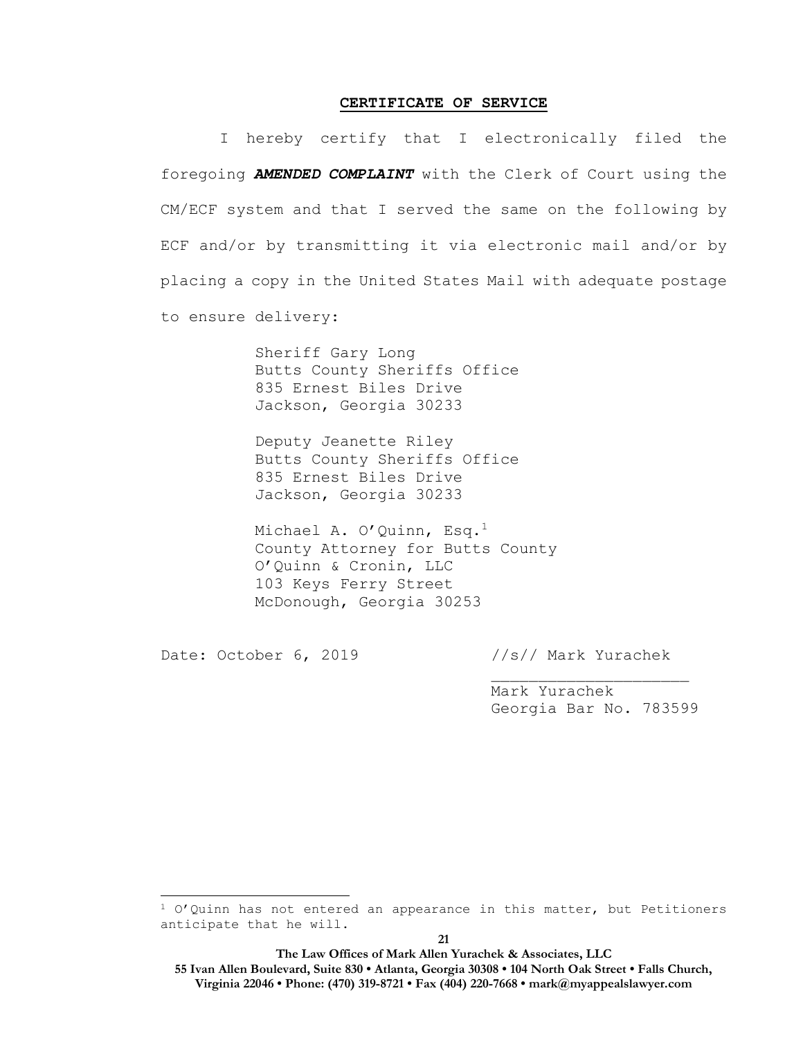**CERTIFICATE OF SERVICE**

I hereby certify that I electronically filed the foregoing ***AMENDED COMPLAINT*** with the Clerk of Court using the CM/ECF system and that I served the same on the following by ECF and/or by transmitting it via electronic mail and/or by placing a copy in the United States Mail with adequate postage to ensure delivery:

Sheriff Gary Long
Butts County Sheriffs Office
835 Ernest Biles Drive
Jackson, Georgia 30233

Deputy Jeanette Riley
Butts County Sheriffs Office
835 Ernest Biles Drive
Jackson, Georgia 30233

Michael A. O'Quinn, Esq.[1]
County Attorney for Butts County
O'Quinn & Cronin, LLC
103 Keys Ferry Street
McDonough, Georgia 30253

Date: October 6, 2019

//s// Mark Yurachek
______________________
Mark Yurachek
Georgia Bar No. 783599

[1] O'Quinn has not entered an appearance in this matter, but Petitioners anticipate that he will.

**The Law Offices of Mark Allen Yurachek & Associates, LLC**
**55 Ivan Allen Boulevard, Suite 830 • Atlanta, Georgia 30308 • 104 North Oak Street • Falls Church, Virginia 22046 • Phone: (470) 319-8721 • Fax (404) 220-7668 • mark@myappealslawyer.com**